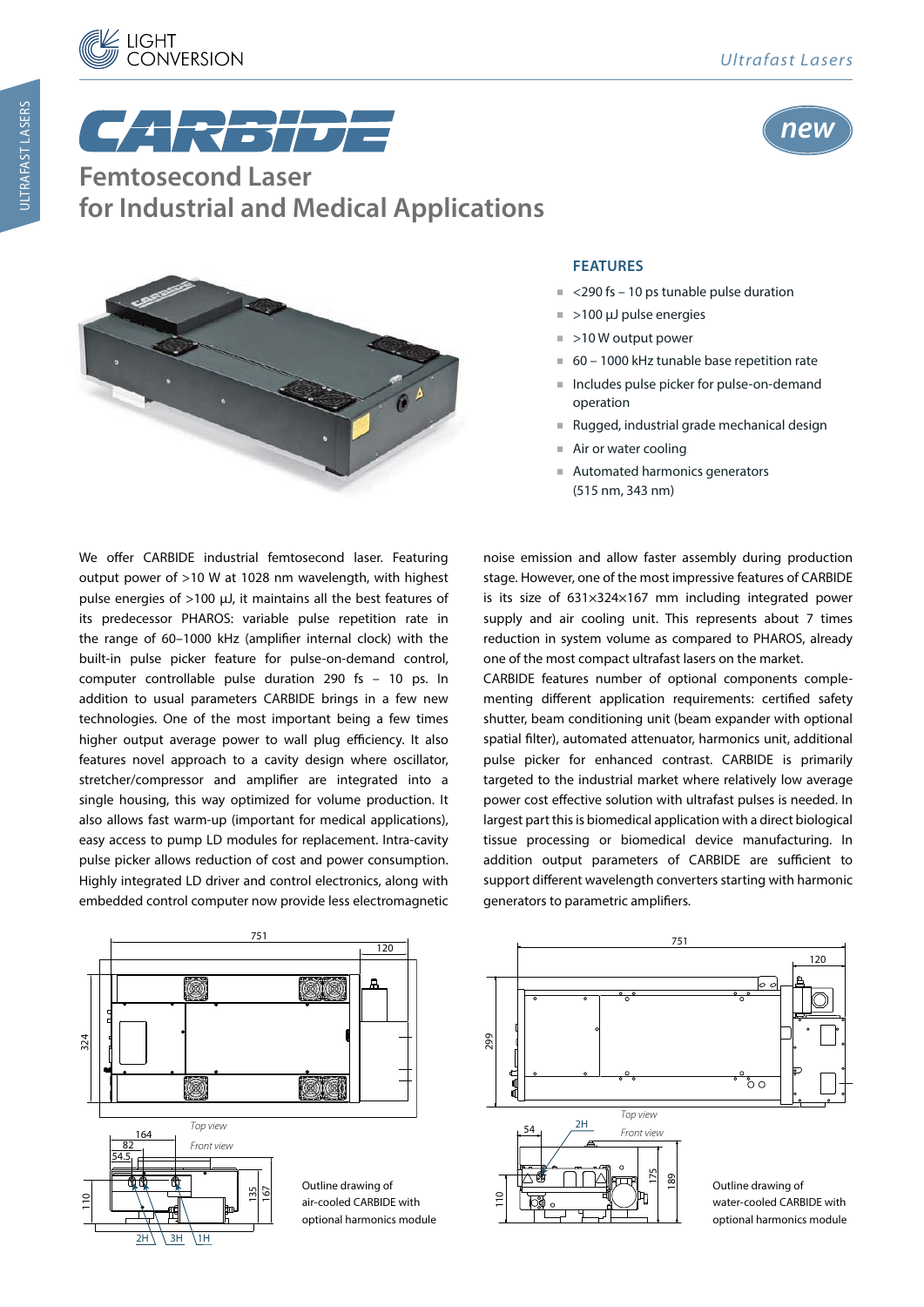# CARBIDE

## Femtosecond Laser for Industrial and Medical Applications

new

### FEATURES

- <290 fs – 10 ps tunable pulse duration
- >100 µJ pulse energies
- >10 W output power
- 60 – 1000 kHz tunable base repetition rate
- Includes pulse picker for pulse-on-demand operation
- Rugged, industrial grade mechanical design
- Air or water cooling
- Automated harmonics generators (515 nm, 343 nm)

We offer CARBIDE industrial femtosecond laser. Featuring output power of >10 W at 1028 nm wavelength, with highest pulse energies of >100 µJ, it maintains all the best features of its predecessor PHAROS: variable pulse repetition rate in the range of 60–1000 kHz (amplifier internal clock) with the built-in pulse picker feature for pulse-on-demand control, computer controllable pulse duration 290 fs – 10 ps. In addition to usual parameters CARBIDE brings in a few new technologies. One of the most important being a few times higher output average power to wall plug efficiency. It also features novel approach to a cavity design where oscillator, stretcher/compressor and amplifier are integrated into a single housing, this way optimized for volume production. It also allows fast warm-up (important for medical applications), easy access to pump LD modules for replacement. Intra-cavity pulse picker allows reduction of cost and power consumption. Highly integrated LD driver and control electronics, along with embedded control computer now provide less electromagnetic noise emission and allow faster assembly during production stage. However, one of the most impressive features of CARBIDE is its size of 631×324×167 mm including integrated power supply and air cooling unit. This represents about 7 times reduction in system volume as compared to PHAROS, already one of the most compact ultrafast lasers on the market.

CARBIDE features number of optional components complementing different application requirements: certified safety shutter, beam conditioning unit (beam expander with optional spatial filter), automated attenuator, harmonics unit, additional pulse picker for enhanced contrast. CARBIDE is primarily targeted to the industrial market where relatively low average power cost effective solution with ultrafast pulses is needed. In largest part this is biomedical application with a direct biological tissue processing or biomedical device manufacturing. In addition output parameters of CARBIDE are sufficient to support different wavelength converters starting with harmonic generators to parametric amplifiers.

Outline drawing of air-cooled CARBIDE with optional harmonics module

Outline drawing of water-cooled CARBIDE with optional harmonics module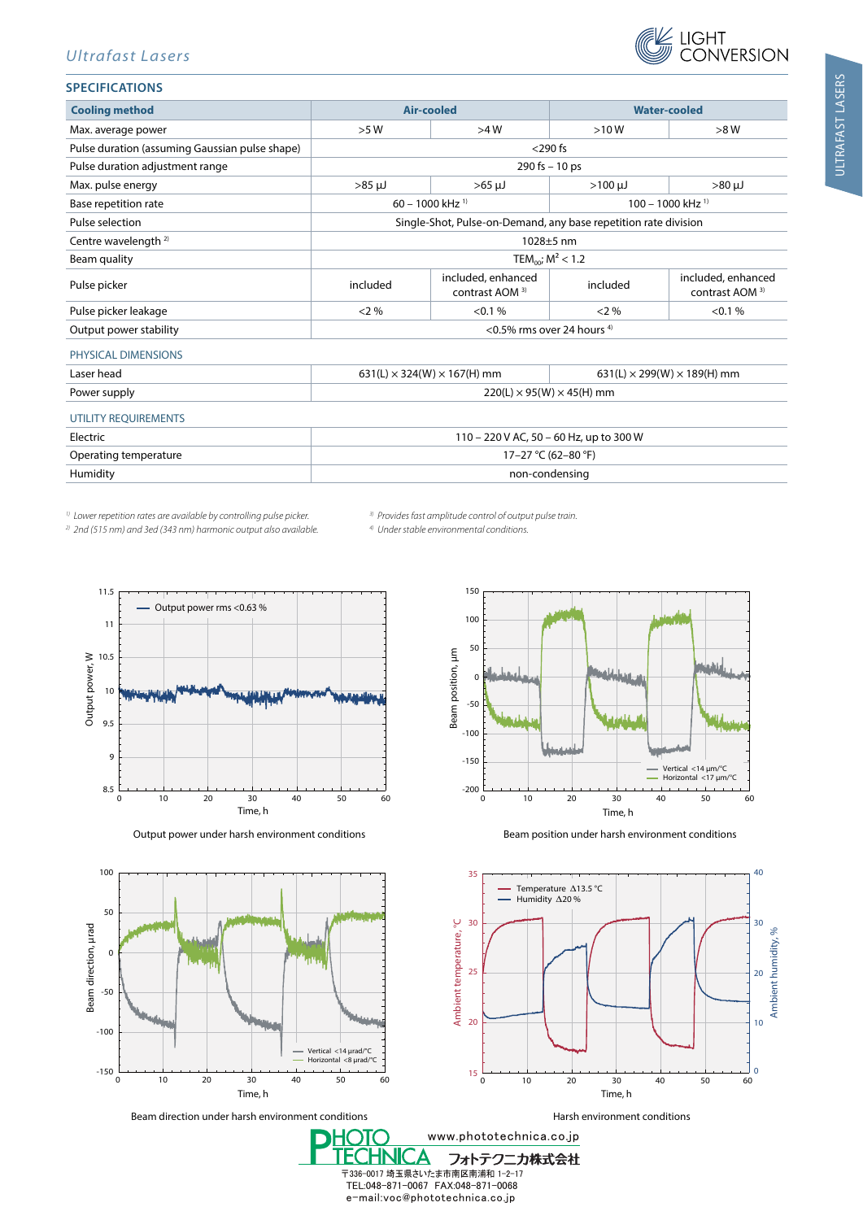*Ultrafast Lasers*

## SPECIFICATIONS

| Cooling method | Air-cooled | | Water-cooled | |
|---|---|---|---|---|
| Max. average power | >5 W | >4 W | >10 W | >8 W |
| Pulse duration (assuming Gaussian pulse shape) | <290 fs | | | |
| Pulse duration adjustment range | 290 fs – 10 ps | | | |
| Max. pulse energy | >85 μJ | >65 μJ | >100 μJ | >80 μJ |
| Base repetition rate | 60 – 1000 kHz [1] | | 100 – 1000 kHz [1] | |
| Pulse selection | Single-Shot, Pulse-on-Demand, any base repetition rate division | | | |
| Centre wavelength [2] | 1028±5 nm | | | |
| Beam quality | $TEM_{00}$; $M^2 < 1.2$ | | | |
| Pulse picker | included | included, enhanced contrast AOM [3] | included | included, enhanced contrast AOM [3] |
| Pulse picker leakage | <2 % | <0.1 % | <2 % | <0.1 % |
| Output power stability | <0.5% rms over 24 hours [4] | | | |
| **PHYSICAL DIMENSIONS** | | | | |
| Laser head | 631(L) × 324(W) × 167(H) mm | | 631(L) × 299(W) × 189(H) mm | |
| Power supply | 220(L) × 95(W) × 45(H) mm | | | |
| **UTILITY REQUIREMENTS** | | | | |
| Electric | 110 – 220 V AC, 50 – 60 Hz, up to 300 W | | | |
| Operating temperature | 17–27 °C (62–80 °F) | | | |
| Humidity | non-condensing | | | |

*[1] Lower repetition rates are available by controlling pulse picker.*
*[2] 2nd (515 nm) and 3ed (343 nm) harmonic output also available.*
*[3] Provides fast amplitude control of output pulse train.*
*[4] Under stable environmental conditions.*

Output power rms <0.63 %
Output power, W
Time, h

Output power under harsh environment conditions

Beam position, μm
Vertical <14 μm/°C
Horizontal <17 μm/°C
Time, h

Beam position under harsh environment conditions

Beam direction, μrad
Vertical <14 μrad/°C
Horizontal <8 μrad/°C
Time, h

Beam direction under harsh environment conditions

Temperature Δ13.5 °C
Humidity Δ20 %
Ambient temperature, °C
Ambient humidity, %
Time, h

Harsh environment conditions

PHOTO TECHNICA
www.phototechnica.co.jp
フォトテクニカ株式会社
〒336-0017 埼玉県さいたま市南区南浦和 1-2-17
TEL:048-871-0067 FAX:048-871-0068
e-mail:voc@phototechnica.co.jp